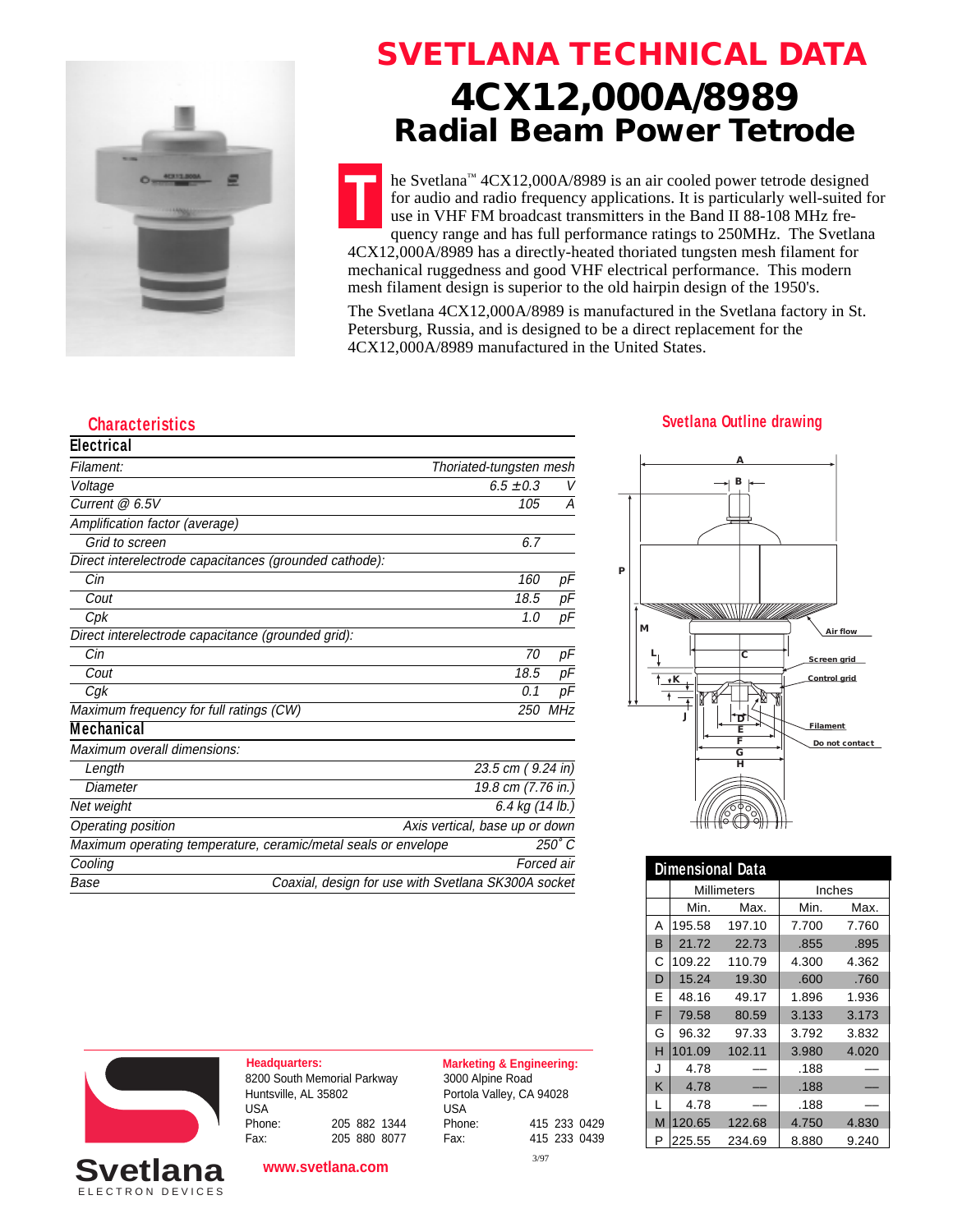# SVETLANA TECHNICAL DATA

# 4CX12,000A/8989

## Radial Beam Power Tetrode

The Svetlana™ 4CX12,000A/8989 is an air cooled power tetrode designed for audio and radio frequency applications. It is particularly well-suited for use in VHF FM broadcast transmitters in the Band II 88-108 MHz frequency range and has full performance ratings to 250MHz. The Svetlana 4CX12,000A/8989 has a directly-heated thoriated tungsten mesh filament for mechanical ruggedness and good VHF electrical performance. This modern mesh filament design is superior to the old hairpin design of the 1950's.

The Svetlana 4CX12,000A/8989 is manufactured in the Svetlana factory in St. Petersburg, Russia, and is designed to be a direct replacement for the 4CX12,000A/8989 manufactured in the United States.

### Characteristics

#### Electrical

| | | |
|---|---|---|
| *Filament:* | *Thoriated-tungsten mesh* | |
| *Voltage* | *6.5 ±0.3* | *V* |
| *Current @ 6.5V* | *105* | *A* |
| *Amplification factor (average)* | | |
| *Grid to screen* | *6.7* | |
| *Direct interelectrode capacitances (grounded cathode):* | | |
| *Cin* | *160* | *pF* |
| *Cout* | *18.5* | *pF* |
| *Cpk* | *1.0* | *pF* |
| *Direct interelectrode capacitance (grounded grid):* | | |
| *Cin* | *70* | *pF* |
| *Cout* | *18.5* | *pF* |
| *Cgk* | *0.1* | *pF* |
| *Maximum frequency for full ratings (CW)* | *250* | *MHz* |

#### Mechanical

| | |
|---|---|
| *Maximum overall dimensions:* | |
| *Length* | *23.5 cm ( 9.24 in)* |
| *Diameter* | *19.8 cm (7.76 in.)* |
| *Net weight* | *6.4 kg (14 lb.)* |
| *Operating position* | *Axis vertical, base up or down* |
| *Maximum operating temperature, ceramic/metal seals or envelope* | *250° C* |
| *Cooling* | *Forced air* |
| *Base* | *Coaxial, design for use with Svetlana SK300A socket* |

### Svetlana Outline drawing

A, B, P, M, C, L, K, J, D, E, F, G, H — Air flow, Screen grid, Control grid, Filament, Do not contact

### Dimensional Data

| | Millimeters | | Inches | |
|---|---|---|---|---|
| | Min. | Max. | Min. | Max. |
| A | 195.58 | 197.10 | 7.700 | 7.760 |
| B | 21.72 | 22.73 | .855 | .895 |
| C | 109.22 | 110.79 | 4.300 | 4.362 |
| D | 15.24 | 19.30 | .600 | .760 |
| E | 48.16 | 49.17 | 1.896 | 1.936 |
| F | 79.58 | 80.59 | 3.133 | 3.173 |
| G | 96.32 | 97.33 | 3.792 | 3.832 |
| H | 101.09 | 102.11 | 3.980 | 4.020 |
| J | 4.78 | — | .188 | — |
| K | 4.78 | — | .188 | — |
| L | 4.78 | — | .188 | — |
| M | 120.65 | 122.68 | 4.750 | 4.830 |
| P | 225.55 | 234.69 | 8.880 | 9.240 |

**Svetlana** ELECTRON DEVICES

**Headquarters:**
8200 South Memorial Parkway
Huntsville, AL 35802
USA
Phone: 205 882 1344
Fax: 205 880 8077

**Marketing & Engineering:**
3000 Alpine Road
Portola Valley, CA 94028
USA
Phone: 415 233 0429
Fax: 415 233 0439

**www.svetlana.com**

3/97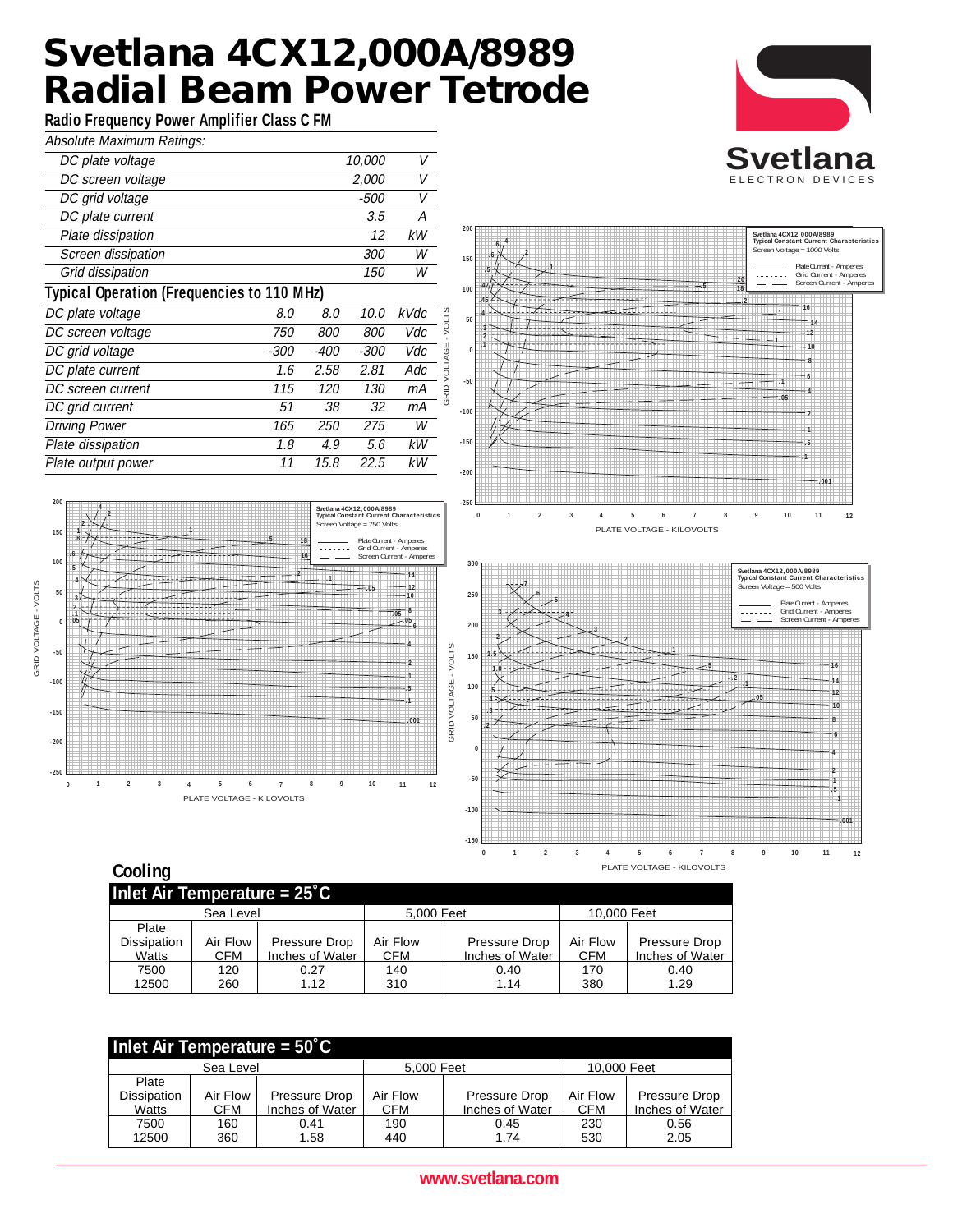# Svetlana 4CX12,000A/8989 Radial Beam Power Tetrode

**Radio Frequency Power Amplifier Class C FM**

*Absolute Maximum Ratings:*

| | | |
|---|---|---|
| DC plate voltage | 10,000 | V |
| DC screen voltage | 2,000 | V |
| DC grid voltage | -500 | V |
| DC plate current | 3.5 | A |
| Plate dissipation | 12 | kW |
| Screen dissipation | 300 | W |
| Grid dissipation | 150 | W |

## Typical Operation (Frequencies to 110 MHz)

| | | | | |
|---|---|---|---|---|
| DC plate voltage | 8.0 | 8.0 | 10.0 | kVdc |
| DC screen voltage | 750 | 800 | 800 | Vdc |
| DC grid voltage | -300 | -400 | -300 | Vdc |
| DC plate current | 1.6 | 2.58 | 2.81 | Adc |
| DC screen current | 115 | 120 | 130 | mA |
| DC grid current | 51 | 38 | 32 | mA |
| Driving Power | 165 | 250 | 275 | W |
| Plate dissipation | 1.8 | 4.9 | 5.6 | kW |
| Plate output power | 11 | 15.8 | 22.5 | kW |

Svetlana 4CX12,000A/8989
Typical Constant Current Characteristics
Screen Voltage = 1000 Volts
Plate Current - Amperes
Grid Current - Amperes
Screen Current - Amperes
GRID VOLTAGE - VOLTS
PLATE VOLTAGE - KILOVOLTS

Svetlana 4CX12,000A/8989
Typical Constant Current Characteristics
Screen Voltage = 750 Volts
Plate Current - Amperes
Grid Current - Amperes
Screen Current - Amperes
GRID VOLTAGE - VOLTS
PLATE VOLTAGE - KILOVOLTS

Svetlana 4CX12,000A/8989
Typical Constant Current Characteristics
Screen Voltage = 500 Volts
Plate Current - Amperes
Grid Current - Amperes
Screen Current - Amperes
GRID VOLTAGE - VOLTS
PLATE VOLTAGE - KILOVOLTS

## Cooling

**Inlet Air Temperature = 25˚C**

| Sea Level | | | 5,000 Feet | | 10,000 Feet | |
|---|---|---|---|---|---|---|
| Plate Dissipation Watts | Air Flow CFM | Pressure Drop Inches of Water | Air Flow CFM | Pressure Drop Inches of Water | Air Flow CFM | Pressure Drop Inches of Water |
| 7500 | 120 | 0.27 | 140 | 0.40 | 170 | 0.40 |
| 12500 | 260 | 1.12 | 310 | 1.14 | 380 | 1.29 |

**Inlet Air Temperature = 50˚C**

| Sea Level | | | 5,000 Feet | | 10,000 Feet | |
|---|---|---|---|---|---|---|
| Plate Dissipation Watts | Air Flow CFM | Pressure Drop Inches of Water | Air Flow CFM | Pressure Drop Inches of Water | Air Flow CFM | Pressure Drop Inches of Water |
| 7500 | 160 | 0.41 | 190 | 0.45 | 230 | 0.56 |
| 12500 | 360 | 1.58 | 440 | 1.74 | 530 | 2.05 |

www.svetlana.com